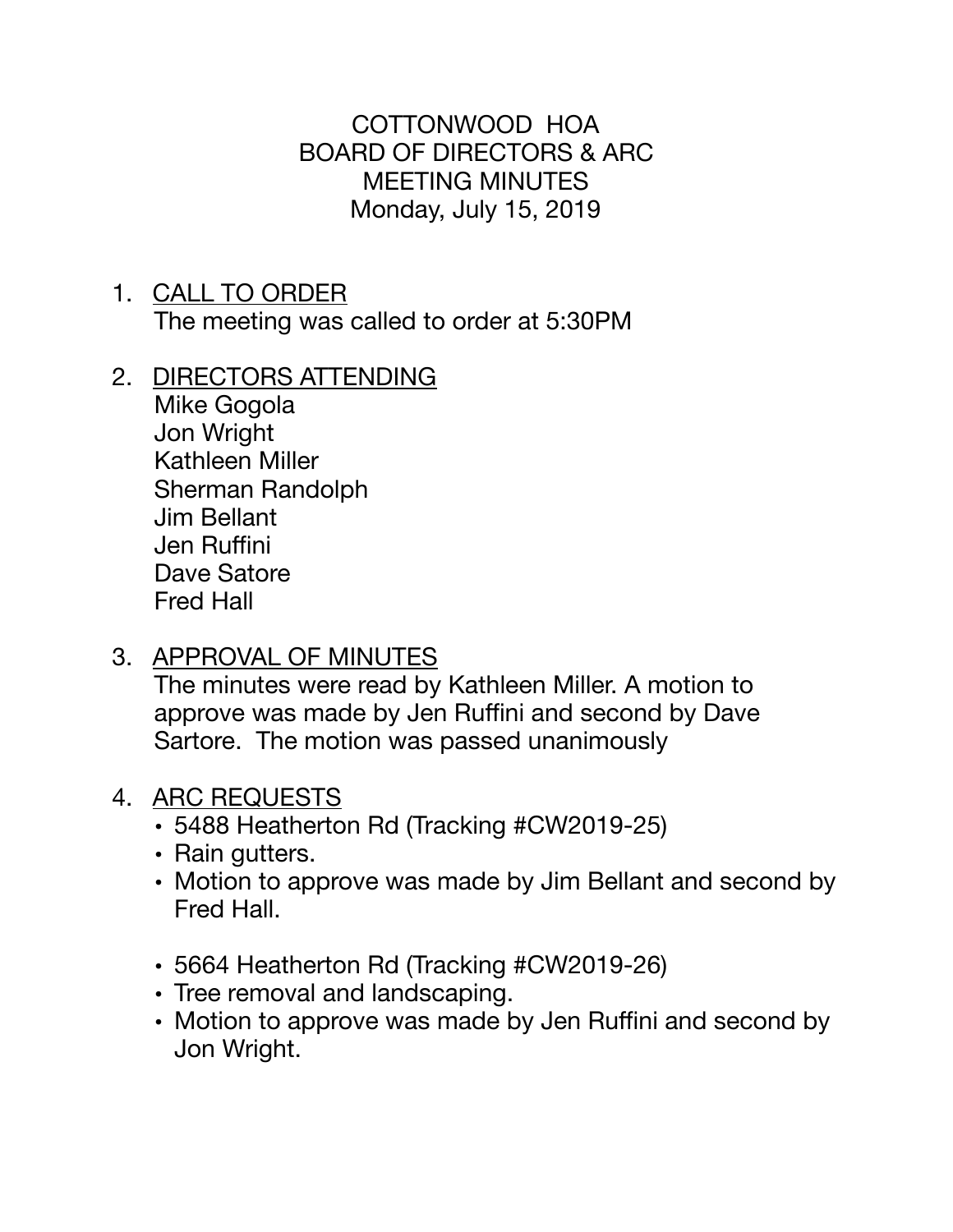# COTTONWOOD HOA
## BOARD OF DIRECTORS & ARC
## MEETING MINUTES
### Monday, July 15, 2019

1. <u>CALL TO ORDER</u>
   The meeting was called to order at 5:30PM

2. <u>DIRECTORS ATTENDING</u>
   Mike Gogola
   Jon Wright
   Kathleen Miller
   Sherman Randolph
   Jim Bellant
   Jen Ruffini
   Dave Satore
   Fred Hall

3. <u>APPROVAL OF MINUTES</u>
   The minutes were read by Kathleen Miller. A motion to approve was made by Jen Ruffini and second by Dave Sartore. The motion was passed unanimously

4. <u>ARC REQUESTS</u>
   - 5488 Heatherton Rd (Tracking #CW2019-25)
   - Rain gutters.
   - Motion to approve was made by Jim Bellant and second by Fred Hall.

   - 5664 Heatherton Rd (Tracking #CW2019-26)
   - Tree removal and landscaping.
   - Motion to approve was made by Jen Ruffini and second by Jon Wright.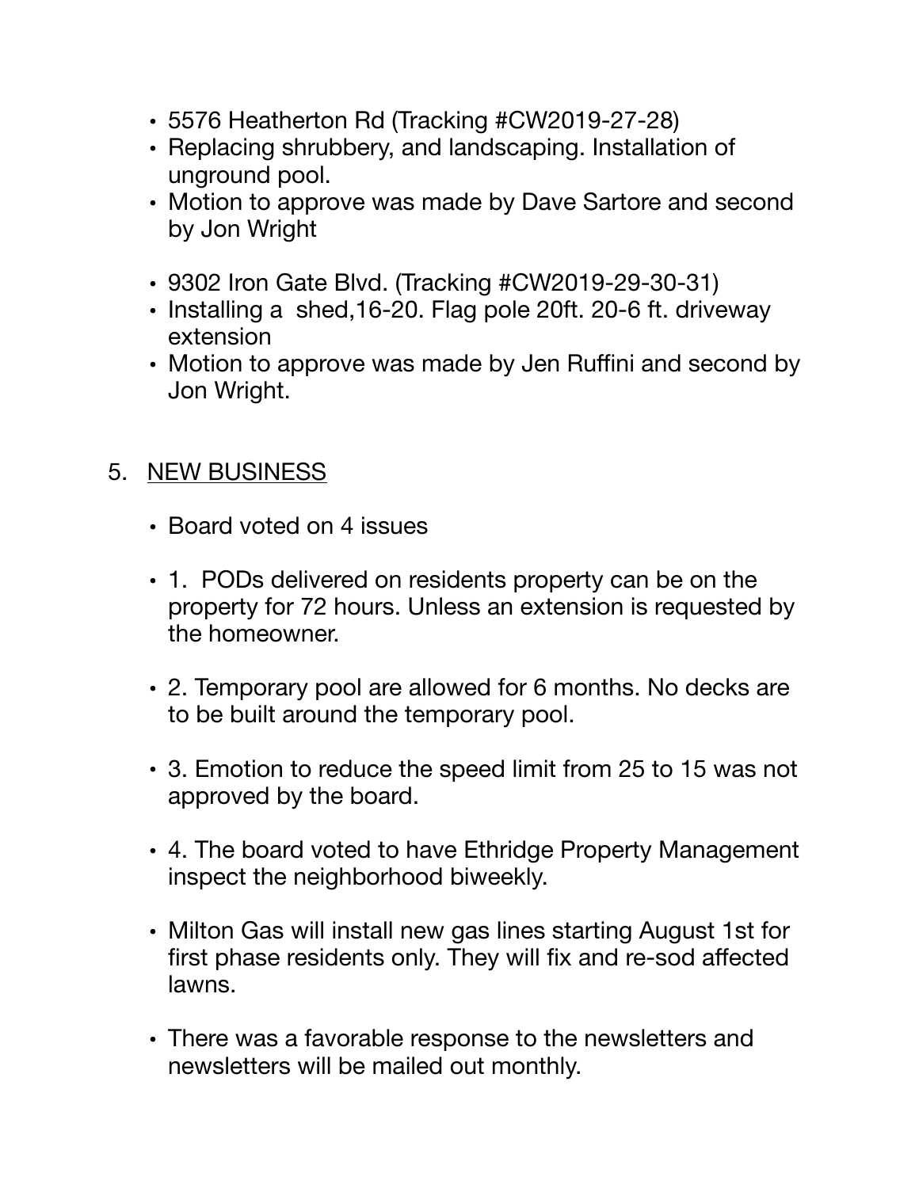- 5576 Heatherton Rd (Tracking #CW2019-27-28)
- Replacing shrubbery, and landscaping. Installation of unground pool.
- Motion to approve was made by Dave Sartore and second by Jon Wright

- 9302 Iron Gate Blvd. (Tracking #CW2019-29-30-31)
- Installing a  shed,16-20. Flag pole 20ft. 20-6 ft. driveway extension
- Motion to approve was made by Jen Ruffini and second by Jon Wright.

5. <u>NEW BUSINESS</u>

- Board voted on 4 issues

- 1.  PODs delivered on residents property can be on the property for 72 hours. Unless an extension is requested by the homeowner.

- 2. Temporary pool are allowed for 6 months. No decks are to be built around the temporary pool.

- 3. Emotion to reduce the speed limit from 25 to 15 was not approved by the board.

- 4. The board voted to have Ethridge Property Management inspect the neighborhood biweekly.

- Milton Gas will install new gas lines starting August 1st for first phase residents only. They will fix and re-sod affected lawns.

- There was a favorable response to the newsletters and newsletters will be mailed out monthly.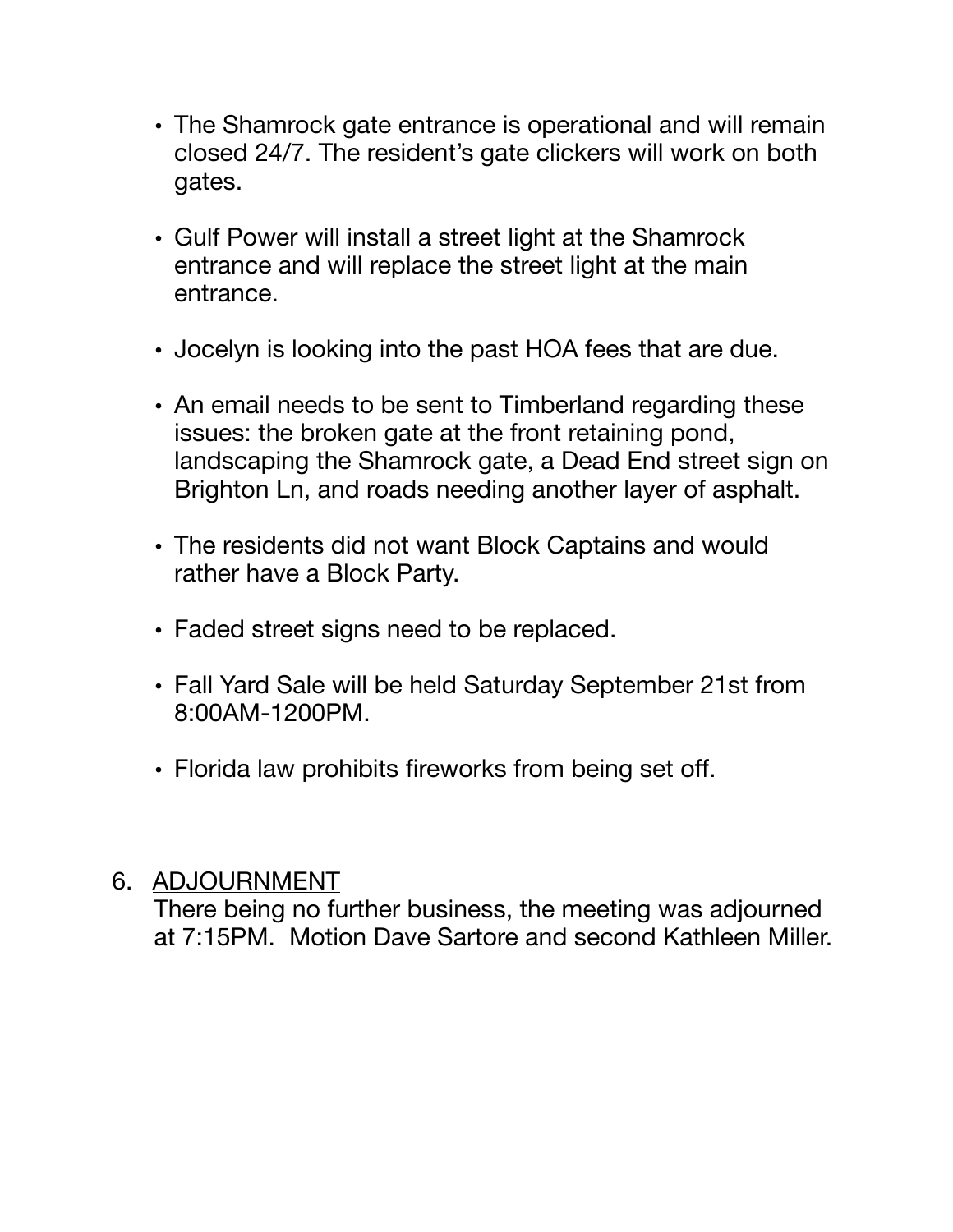- The Shamrock gate entrance is operational and will remain closed 24/7. The resident's gate clickers will work on both gates.

- Gulf Power will install a street light at the Shamrock entrance and will replace the street light at the main entrance.

- Jocelyn is looking into the past HOA fees that are due.

- An email needs to be sent to Timberland regarding these issues: the broken gate at the front retaining pond, landscaping the Shamrock gate, a Dead End street sign on Brighton Ln, and roads needing another layer of asphalt.

- The residents did not want Block Captains and would rather have a Block Party.

- Faded street signs need to be replaced.

- Fall Yard Sale will be held Saturday September 21st from 8:00AM-1200PM.

- Florida law prohibits fireworks from being set off.

6. ADJOURNMENT
   There being no further business, the meeting was adjourned at 7:15PM. Motion Dave Sartore and second Kathleen Miller.